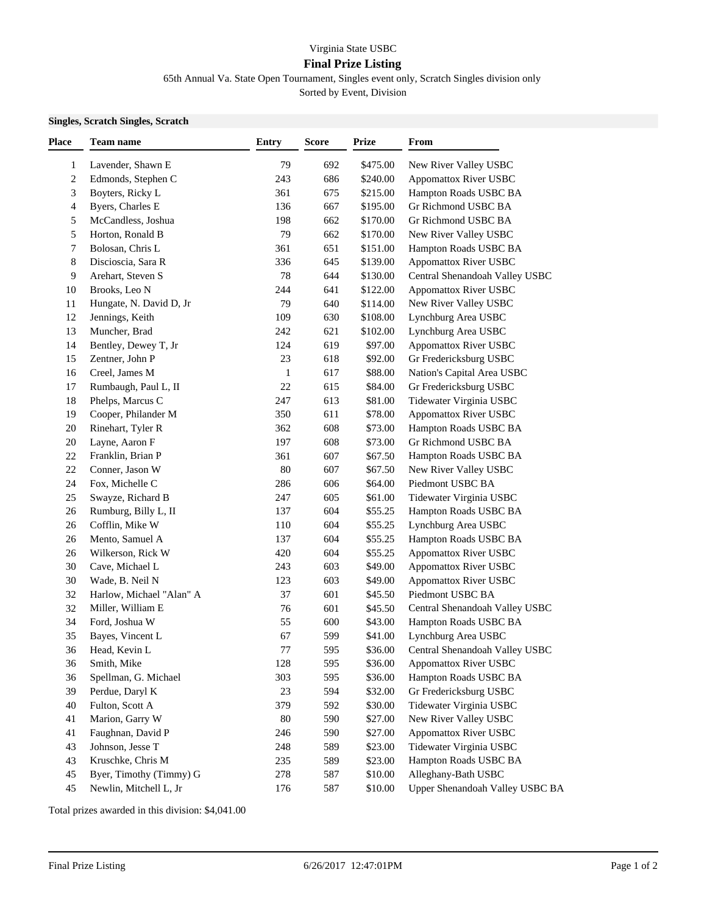Virginia State USBC

# Final Prize Listing

65th Annual Va. State Open Tournament, Singles event only, Scratch Singles division only

Sorted by Event, Division

**Singles, Scratch Singles, Scratch**

| Place | Team name | Entry | Score | Prize | From |
|---|---|---|---|---|---|
| 1 | Lavender, Shawn E | 79 | 692 | $475.00 | New River Valley USBC |
| 2 | Edmonds, Stephen C | 243 | 686 | $240.00 | Appomattox River USBC |
| 3 | Boyters, Ricky L | 361 | 675 | $215.00 | Hampton Roads USBC BA |
| 4 | Byers, Charles E | 136 | 667 | $195.00 | Gr Richmond USBC BA |
| 5 | McCandless, Joshua | 198 | 662 | $170.00 | Gr Richmond USBC BA |
| 5 | Horton, Ronald B | 79 | 662 | $170.00 | New River Valley USBC |
| 7 | Bolosan, Chris L | 361 | 651 | $151.00 | Hampton Roads USBC BA |
| 8 | Discioscia, Sara R | 336 | 645 | $139.00 | Appomattox River USBC |
| 9 | Arehart, Steven S | 78 | 644 | $130.00 | Central Shenandoah Valley USBC |
| 10 | Brooks, Leo N | 244 | 641 | $122.00 | Appomattox River USBC |
| 11 | Hungate, N. David D, Jr | 79 | 640 | $114.00 | New River Valley USBC |
| 12 | Jennings, Keith | 109 | 630 | $108.00 | Lynchburg Area USBC |
| 13 | Muncher, Brad | 242 | 621 | $102.00 | Lynchburg Area USBC |
| 14 | Bentley, Dewey T, Jr | 124 | 619 | $97.00 | Appomattox River USBC |
| 15 | Zentner, John P | 23 | 618 | $92.00 | Gr Fredericksburg USBC |
| 16 | Creel, James M | 1 | 617 | $88.00 | Nation's Capital Area USBC |
| 17 | Rumbaugh, Paul L, II | 22 | 615 | $84.00 | Gr Fredericksburg USBC |
| 18 | Phelps, Marcus C | 247 | 613 | $81.00 | Tidewater Virginia USBC |
| 19 | Cooper, Philander M | 350 | 611 | $78.00 | Appomattox River USBC |
| 20 | Rinehart, Tyler R | 362 | 608 | $73.00 | Hampton Roads USBC BA |
| 20 | Layne, Aaron F | 197 | 608 | $73.00 | Gr Richmond USBC BA |
| 22 | Franklin, Brian P | 361 | 607 | $67.50 | Hampton Roads USBC BA |
| 22 | Conner, Jason W | 80 | 607 | $67.50 | New River Valley USBC |
| 24 | Fox, Michelle C | 286 | 606 | $64.00 | Piedmont USBC BA |
| 25 | Swayze, Richard B | 247 | 605 | $61.00 | Tidewater Virginia USBC |
| 26 | Rumburg, Billy L, II | 137 | 604 | $55.25 | Hampton Roads USBC BA |
| 26 | Cofflin, Mike W | 110 | 604 | $55.25 | Lynchburg Area USBC |
| 26 | Mento, Samuel A | 137 | 604 | $55.25 | Hampton Roads USBC BA |
| 26 | Wilkerson, Rick W | 420 | 604 | $55.25 | Appomattox River USBC |
| 30 | Cave, Michael L | 243 | 603 | $49.00 | Appomattox River USBC |
| 30 | Wade, B. Neil N | 123 | 603 | $49.00 | Appomattox River USBC |
| 32 | Harlow, Michael "Alan" A | 37 | 601 | $45.50 | Piedmont USBC BA |
| 32 | Miller, William E | 76 | 601 | $45.50 | Central Shenandoah Valley USBC |
| 34 | Ford, Joshua W | 55 | 600 | $43.00 | Hampton Roads USBC BA |
| 35 | Bayes, Vincent L | 67 | 599 | $41.00 | Lynchburg Area USBC |
| 36 | Head, Kevin L | 77 | 595 | $36.00 | Central Shenandoah Valley USBC |
| 36 | Smith, Mike | 128 | 595 | $36.00 | Appomattox River USBC |
| 36 | Spellman, G. Michael | 303 | 595 | $36.00 | Hampton Roads USBC BA |
| 39 | Perdue, Daryl K | 23 | 594 | $32.00 | Gr Fredericksburg USBC |
| 40 | Fulton, Scott A | 379 | 592 | $30.00 | Tidewater Virginia USBC |
| 41 | Marion, Garry W | 80 | 590 | $27.00 | New River Valley USBC |
| 41 | Faughnan, David P | 246 | 590 | $27.00 | Appomattox River USBC |
| 43 | Johnson, Jesse T | 248 | 589 | $23.00 | Tidewater Virginia USBC |
| 43 | Kruschke, Chris M | 235 | 589 | $23.00 | Hampton Roads USBC BA |
| 45 | Byer, Timothy (Timmy) G | 278 | 587 | $10.00 | Alleghany-Bath USBC |
| 45 | Newlin, Mitchell L, Jr | 176 | 587 | $10.00 | Upper Shenandoah Valley USBC BA |

Total prizes awarded in this division: $4,041.00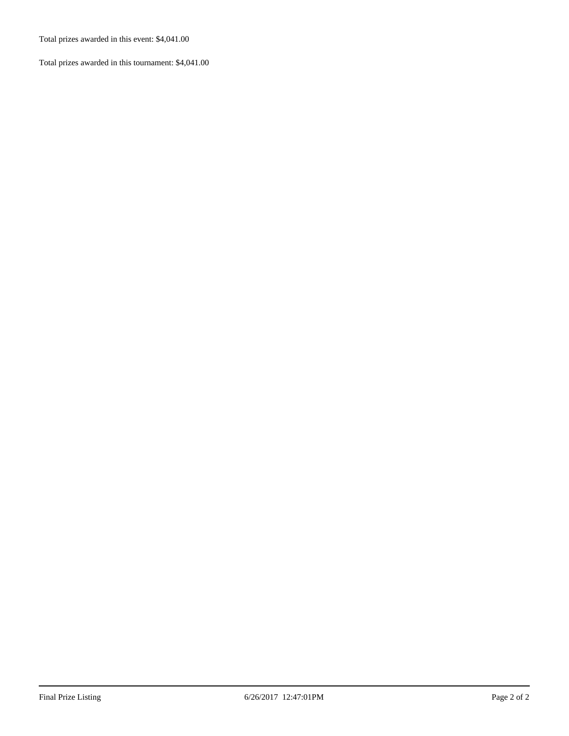Total prizes awarded in this event: $4,041.00

Total prizes awarded in this tournament: $4,041.00